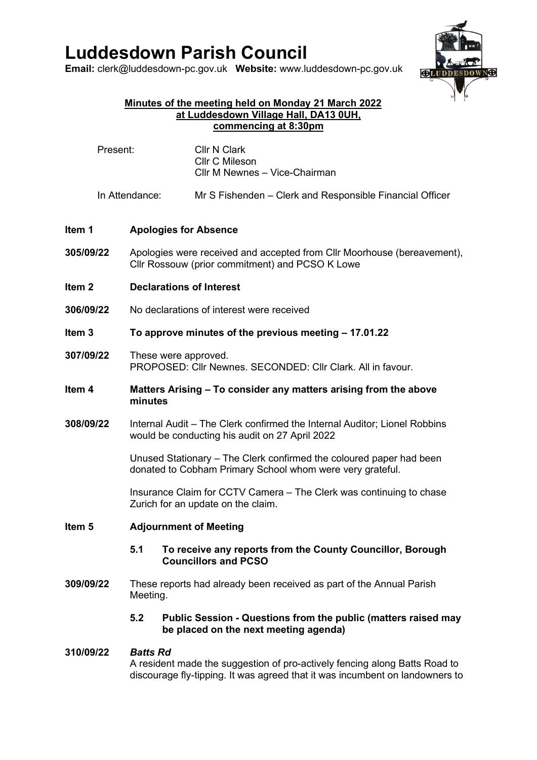# Luddesdown Parish Council

**Email:** clerk@luddesdown-pc.gov.uk **Website:** www.luddesdown-pc.gov.uk

**Minutes of the meeting held on Monday 21 March 2022**
**at Luddesdown Village Hall, DA13 0UH,**
**commencing at 8:30pm**

Present: Cllr N Clark
Cllr C Mileson
Cllr M Newnes – Vice-Chairman

In Attendance: Mr S Fishenden – Clerk and Responsible Financial Officer

**Item 1 Apologies for Absence**

**305/09/22** Apologies were received and accepted from Cllr Moorhouse (bereavement), Cllr Rossouw (prior commitment) and PCSO K Lowe

**Item 2 Declarations of Interest**

**306/09/22** No declarations of interest were received

**Item 3 To approve minutes of the previous meeting – 17.01.22**

**307/09/22** These were approved.
PROPOSED: Cllr Newnes. SECONDED: Cllr Clark. All in favour.

**Item 4 Matters Arising – To consider any matters arising from the above minutes**

**308/09/22** Internal Audit – The Clerk confirmed the Internal Auditor; Lionel Robbins would be conducting his audit on 27 April 2022

Unused Stationary – The Clerk confirmed the coloured paper had been donated to Cobham Primary School whom were very grateful.

Insurance Claim for CCTV Camera – The Clerk was continuing to chase Zurich for an update on the claim.

**Item 5 Adjournment of Meeting**

**5.1 To receive any reports from the County Councillor, Borough Councillors and PCSO**

**309/09/22** These reports had already been received as part of the Annual Parish Meeting.

**5.2 Public Session - Questions from the public (matters raised may be placed on the next meeting agenda)**

**310/09/22** ***Batts Rd***
A resident made the suggestion of pro-actively fencing along Batts Road to discourage fly-tipping. It was agreed that it was incumbent on landowners to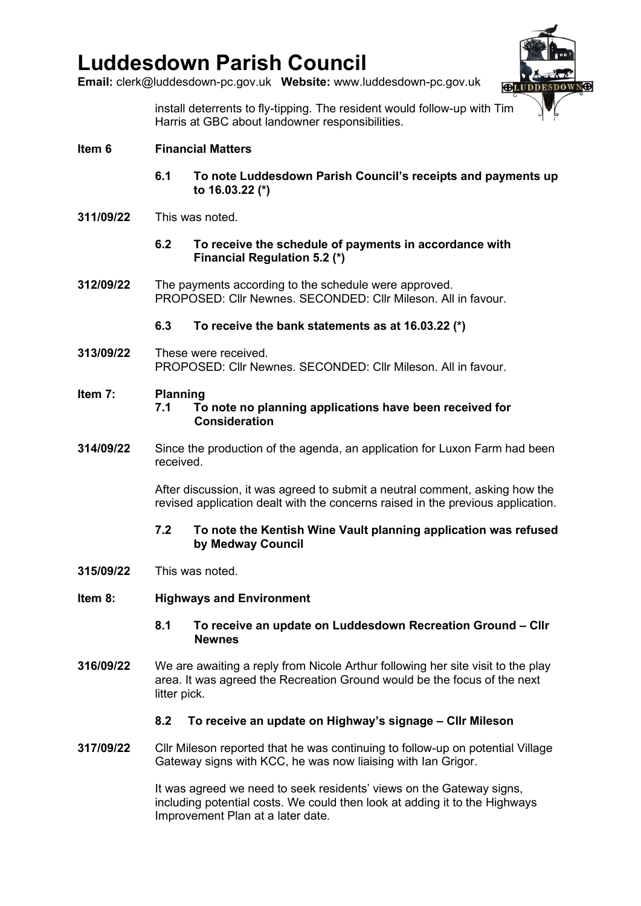install deterrents to fly-tipping. The resident would follow-up with Tim Harris at GBC about landowner responsibilities.

**Item 6 Financial Matters**

**6.1 To note Luddesdown Parish Council's receipts and payments up to 16.03.22 (*)**

**311/09/22** This was noted.

**6.2 To receive the schedule of payments in accordance with Financial Regulation 5.2 (*)**

**312/09/22** The payments according to the schedule were approved.
PROPOSED: Cllr Newnes. SECONDED: Cllr Mileson. All in favour.

**6.3 To receive the bank statements as at 16.03.22 (*)**

**313/09/22** These were received.
PROPOSED: Cllr Newnes. SECONDED: Cllr Mileson. All in favour.

**Item 7: Planning**

**7.1 To note no planning applications have been received for Consideration**

**314/09/22** Since the production of the agenda, an application for Luxon Farm had been received.

After discussion, it was agreed to submit a neutral comment, asking how the revised application dealt with the concerns raised in the previous application.

**7.2 To note the Kentish Wine Vault planning application was refused by Medway Council**

**315/09/22** This was noted.

**Item 8: Highways and Environment**

**8.1 To receive an update on Luddesdown Recreation Ground – Cllr Newnes**

**316/09/22** We are awaiting a reply from Nicole Arthur following her site visit to the play area. It was agreed the Recreation Ground would be the focus of the next litter pick.

**8.2 To receive an update on Highway's signage – Cllr Mileson**

**317/09/22** Cllr Mileson reported that he was continuing to follow-up on potential Village Gateway signs with KCC, he was now liaising with Ian Grigor.

It was agreed we need to seek residents' views on the Gateway signs, including potential costs. We could then look at adding it to the Highways Improvement Plan at a later date.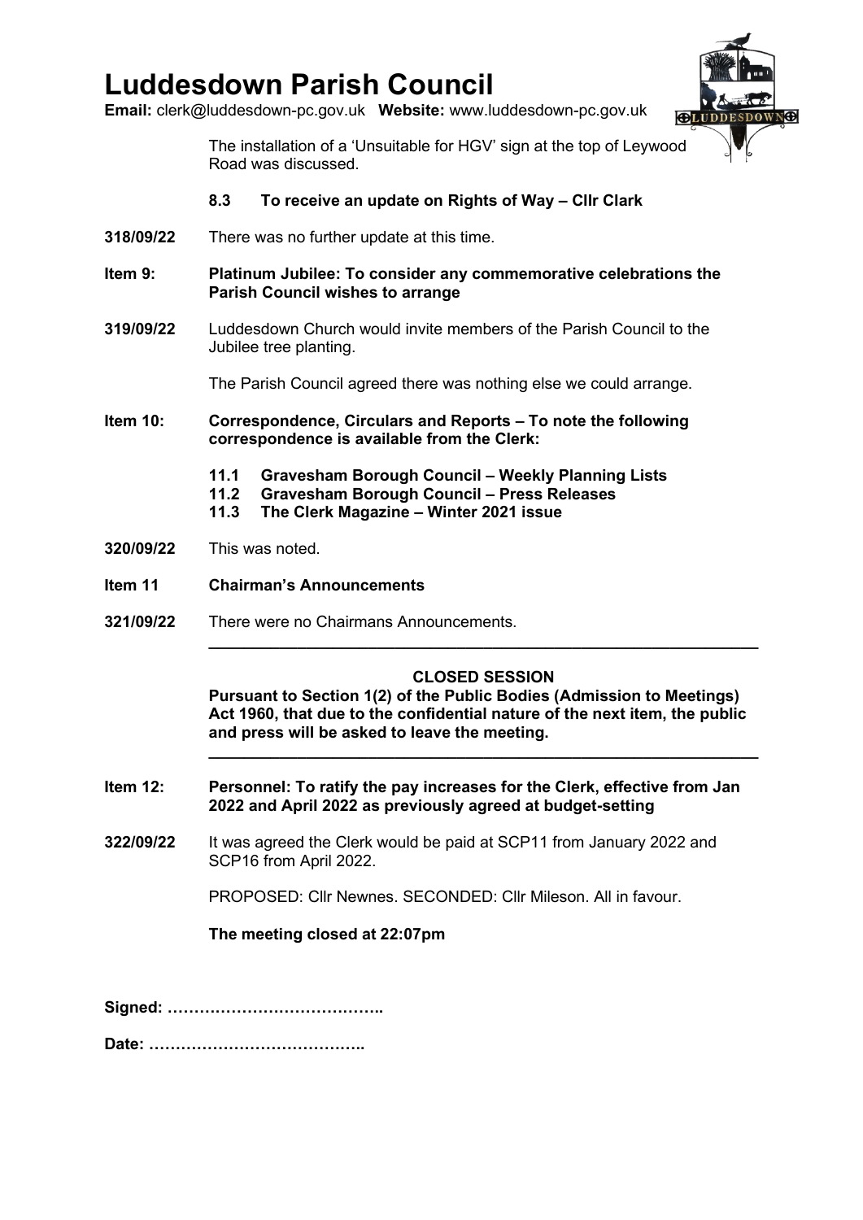# Luddesdown Parish Council

**Email:** clerk@luddesdown-pc.gov.uk **Website:** www.luddesdown-pc.gov.uk

The installation of a 'Unsuitable for HGV' sign at the top of Leywood Road was discussed.

**8.3 To receive an update on Rights of Way – Cllr Clark**

**318/09/22** There was no further update at this time.

**Item 9: Platinum Jubilee: To consider any commemorative celebrations the Parish Council wishes to arrange**

**319/09/22** Luddesdown Church would invite members of the Parish Council to the Jubilee tree planting.

The Parish Council agreed there was nothing else we could arrange.

**Item 10: Correspondence, Circulars and Reports – To note the following correspondence is available from the Clerk:**

- **11.1 Gravesham Borough Council – Weekly Planning Lists**
- **11.2 Gravesham Borough Council – Press Releases**
- **11.3 The Clerk Magazine – Winter 2021 issue**

**320/09/22** This was noted.

**Item 11 Chairman's Announcements**

**321/09/22** There were no Chairmans Announcements.

---

**CLOSED SESSION**

**Pursuant to Section 1(2) of the Public Bodies (Admission to Meetings) Act 1960, that due to the confidential nature of the next item, the public and press will be asked to leave the meeting.**

---

**Item 12: Personnel: To ratify the pay increases for the Clerk, effective from Jan 2022 and April 2022 as previously agreed at budget-setting**

**322/09/22** It was agreed the Clerk would be paid at SCP11 from January 2022 and SCP16 from April 2022.

PROPOSED: Cllr Newnes. SECONDED: Cllr Mileson. All in favour.

**The meeting closed at 22:07pm**

**Signed: …………………………………..**

**Date: …………………………………..**